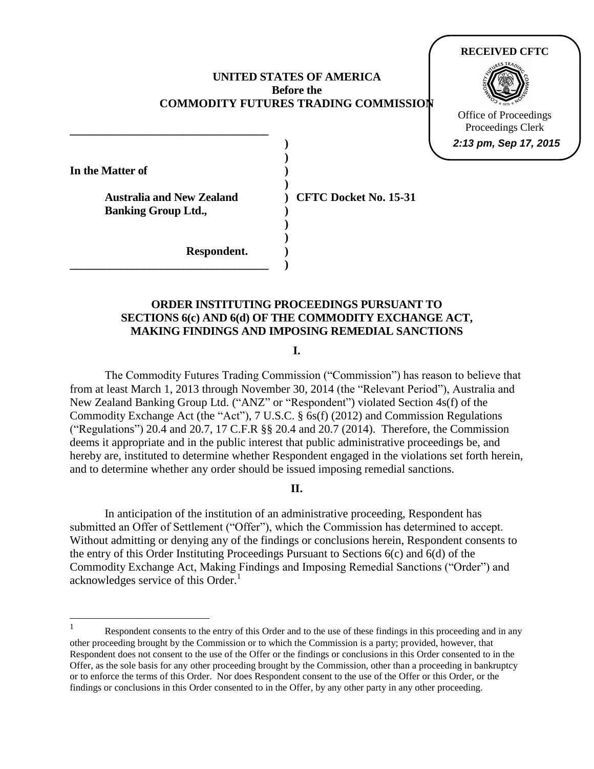RECEIVED CFTC

Office of Proceedings
Proceedings Clerk
2:13 pm, Sep 17, 2015

**UNITED STATES OF AMERICA**
**Before the**
**COMMODITY FUTURES TRADING COMMISSION**

| | |
|---|---|
| **In the Matter of** | |
| **Australia and New Zealand Banking Group Ltd.,** | **CFTC Docket No. 15-31** |
| **Respondent.** | |

**ORDER INSTITUTING PROCEEDINGS PURSUANT TO SECTIONS 6(c) AND 6(d) OF THE COMMODITY EXCHANGE ACT, MAKING FINDINGS AND IMPOSING REMEDIAL SANCTIONS**

**I.**

The Commodity Futures Trading Commission ("Commission") has reason to believe that from at least March 1, 2013 through November 30, 2014 (the "Relevant Period"), Australia and New Zealand Banking Group Ltd. ("ANZ" or "Respondent") violated Section 4s(f) of the Commodity Exchange Act (the "Act"), 7 U.S.C. § 6s(f) (2012) and Commission Regulations ("Regulations") 20.4 and 20.7, 17 C.F.R §§ 20.4 and 20.7 (2014). Therefore, the Commission deems it appropriate and in the public interest that public administrative proceedings be, and hereby are, instituted to determine whether Respondent engaged in the violations set forth herein, and to determine whether any order should be issued imposing remedial sanctions.

**II.**

In anticipation of the institution of an administrative proceeding, Respondent has submitted an Offer of Settlement ("Offer"), which the Commission has determined to accept. Without admitting or denying any of the findings or conclusions herein, Respondent consents to the entry of this Order Instituting Proceedings Pursuant to Sections 6(c) and 6(d) of the Commodity Exchange Act, Making Findings and Imposing Remedial Sanctions ("Order") and acknowledges service of this Order.[1]

[1] Respondent consents to the entry of this Order and to the use of these findings in this proceeding and in any other proceeding brought by the Commission or to which the Commission is a party; provided, however, that Respondent does not consent to the use of the Offer or the findings or conclusions in this Order consented to in the Offer, as the sole basis for any other proceeding brought by the Commission, other than a proceeding in bankruptcy or to enforce the terms of this Order. Nor does Respondent consent to the use of the Offer or this Order, or the findings or conclusions in this Order consented to in the Offer, by any other party in any other proceeding.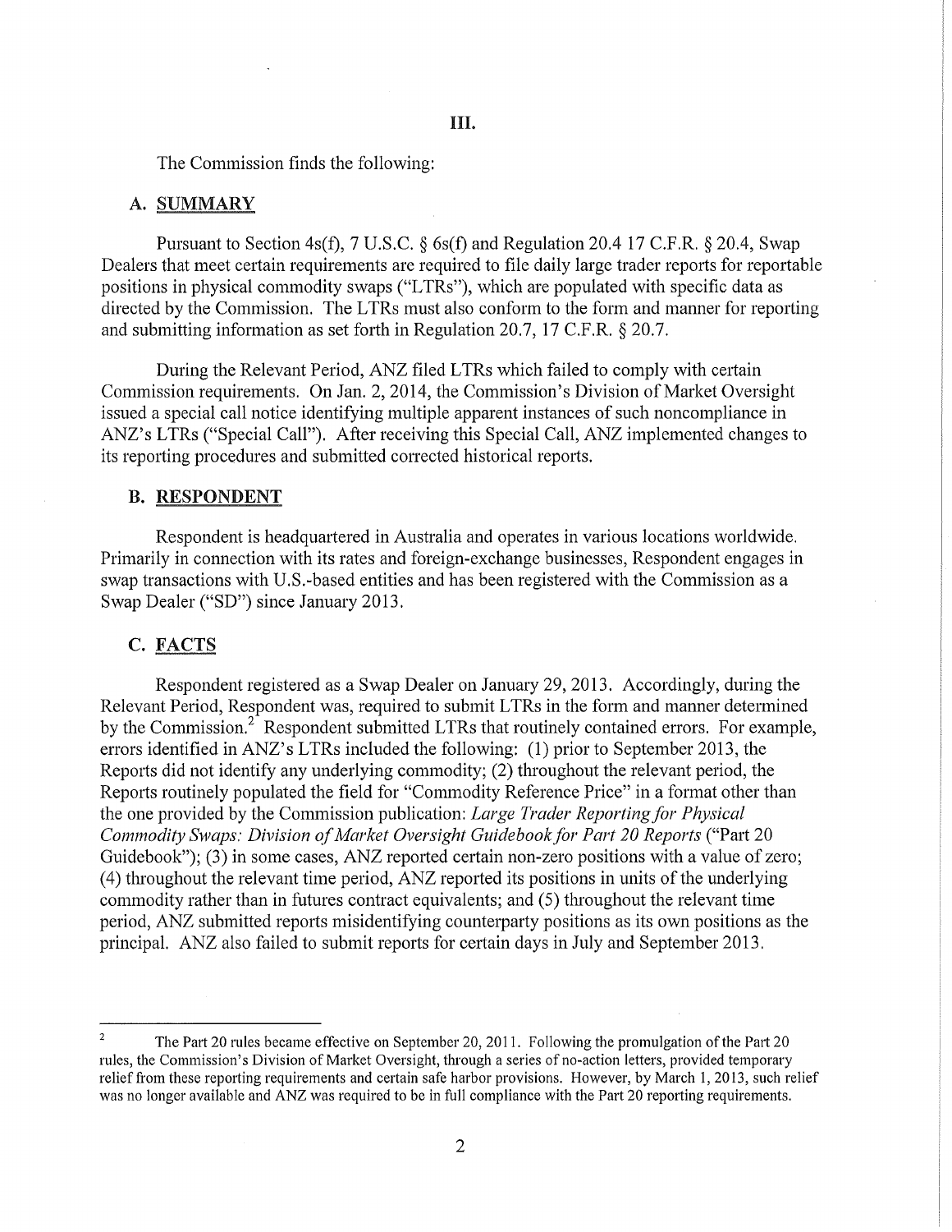## III.

The Commission finds the following:

### A. SUMMARY

Pursuant to Section 4s(f), 7 U.S.C. § 6s(f) and Regulation 20.4 17 C.F.R. § 20.4, Swap Dealers that meet certain requirements are required to file daily large trader reports for reportable positions in physical commodity swaps ("LTRs"), which are populated with specific data as directed by the Commission. The LTRs must also conform to the form and manner for reporting and submitting information as set forth in Regulation 20.7, 17 C.F.R. § 20.7.

During the Relevant Period, ANZ filed LTRs which failed to comply with certain Commission requirements. On Jan. 2, 2014, the Commission's Division of Market Oversight issued a special call notice identifying multiple apparent instances of such noncompliance in ANZ's LTRs ("Special Call"). After receiving this Special Call, ANZ implemented changes to its reporting procedures and submitted corrected historical reports.

### B. RESPONDENT

Respondent is headquartered in Australia and operates in various locations worldwide. Primarily in connection with its rates and foreign-exchange businesses, Respondent engages in swap transactions with U.S.-based entities and has been registered with the Commission as a Swap Dealer ("SD") since January 2013.

### C. FACTS

Respondent registered as a Swap Dealer on January 29, 2013. Accordingly, during the Relevant Period, Respondent was, required to submit LTRs in the form and manner determined by the Commission.[2] Respondent submitted LTRs that routinely contained errors. For example, errors identified in ANZ's LTRs included the following: (1) prior to September 2013, the Reports did not identify any underlying commodity; (2) throughout the relevant period, the Reports routinely populated the field for "Commodity Reference Price" in a format other than the one provided by the Commission publication: *Large Trader Reporting for Physical Commodity Swaps: Division of Market Oversight Guidebook for Part 20 Reports* ("Part 20 Guidebook"); (3) in some cases, ANZ reported certain non-zero positions with a value of zero; (4) throughout the relevant time period, ANZ reported its positions in units of the underlying commodity rather than in futures contract equivalents; and (5) throughout the relevant time period, ANZ submitted reports misidentifying counterparty positions as its own positions as the principal. ANZ also failed to submit reports for certain days in July and September 2013.

---

[2] The Part 20 rules became effective on September 20, 2011. Following the promulgation of the Part 20 rules, the Commission's Division of Market Oversight, through a series of no-action letters, provided temporary relief from these reporting requirements and certain safe harbor provisions. However, by March 1, 2013, such relief was no longer available and ANZ was required to be in full compliance with the Part 20 reporting requirements.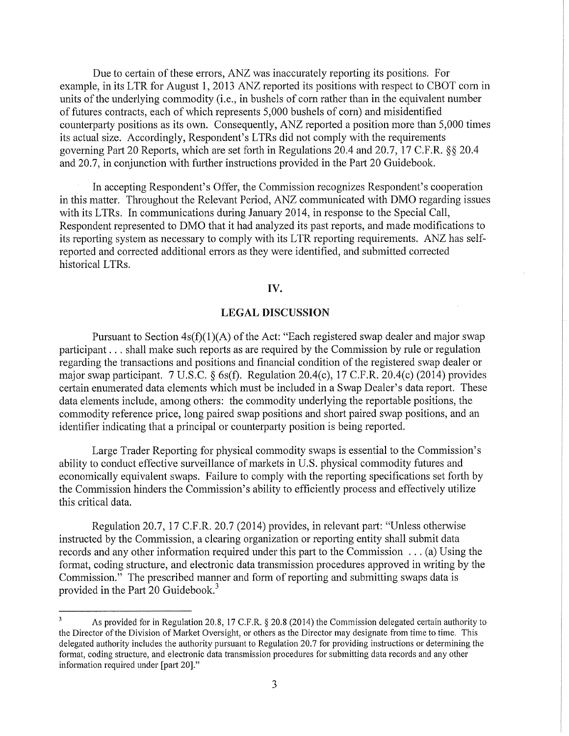Due to certain of these errors, ANZ was inaccurately reporting its positions. For example, in its LTR for August 1, 2013 ANZ reported its positions with respect to CBOT corn in units of the underlying commodity (i.e., in bushels of corn rather than in the equivalent number of futures contracts, each of which represents 5,000 bushels of corn) and misidentified counterparty positions as its own. Consequently, ANZ reported a position more than 5,000 times its actual size. Accordingly, Respondent's LTRs did not comply with the requirements governing Part 20 Reports, which are set forth in Regulations 20.4 and 20.7, 17 C.F.R. §§ 20.4 and 20.7, in conjunction with further instructions provided in the Part 20 Guidebook.

In accepting Respondent's Offer, the Commission recognizes Respondent's cooperation in this matter. Throughout the Relevant Period, ANZ communicated with DMO regarding issues with its LTRs. In communications during January 2014, in response to the Special Call, Respondent represented to DMO that it had analyzed its past reports, and made modifications to its reporting system as necessary to comply with its LTR reporting requirements. ANZ has self-reported and corrected additional errors as they were identified, and submitted corrected historical LTRs.

## IV.

## LEGAL DISCUSSION

Pursuant to Section 4s(f)(1)(A) of the Act: "Each registered swap dealer and major swap participant . . . shall make such reports as are required by the Commission by rule or regulation regarding the transactions and positions and financial condition of the registered swap dealer or major swap participant. 7 U.S.C. § 6s(f). Regulation 20.4(c), 17 C.F.R. 20.4(c) (2014) provides certain enumerated data elements which must be included in a Swap Dealer's data report. These data elements include, among others: the commodity underlying the reportable positions, the commodity reference price, long paired swap positions and short paired swap positions, and an identifier indicating that a principal or counterparty position is being reported.

Large Trader Reporting for physical commodity swaps is essential to the Commission's ability to conduct effective surveillance of markets in U.S. physical commodity futures and economically equivalent swaps. Failure to comply with the reporting specifications set forth by the Commission hinders the Commission's ability to efficiently process and effectively utilize this critical data.

Regulation 20.7, 17 C.F.R. 20.7 (2014) provides, in relevant part: "Unless otherwise instructed by the Commission, a clearing organization or reporting entity shall submit data records and any other information required under this part to the Commission . . . (a) Using the format, coding structure, and electronic data transmission procedures approved in writing by the Commission." The prescribed manner and form of reporting and submitting swaps data is provided in the Part 20 Guidebook.[3]

---

[3] As provided for in Regulation 20.8, 17 C.F.R. § 20.8 (2014) the Commission delegated certain authority to the Director of the Division of Market Oversight, or others as the Director may designate from time to time. This delegated authority includes the authority pursuant to Regulation 20.7 for providing instructions or determining the format, coding structure, and electronic data transmission procedures for submitting data records and any other information required under [part 20]."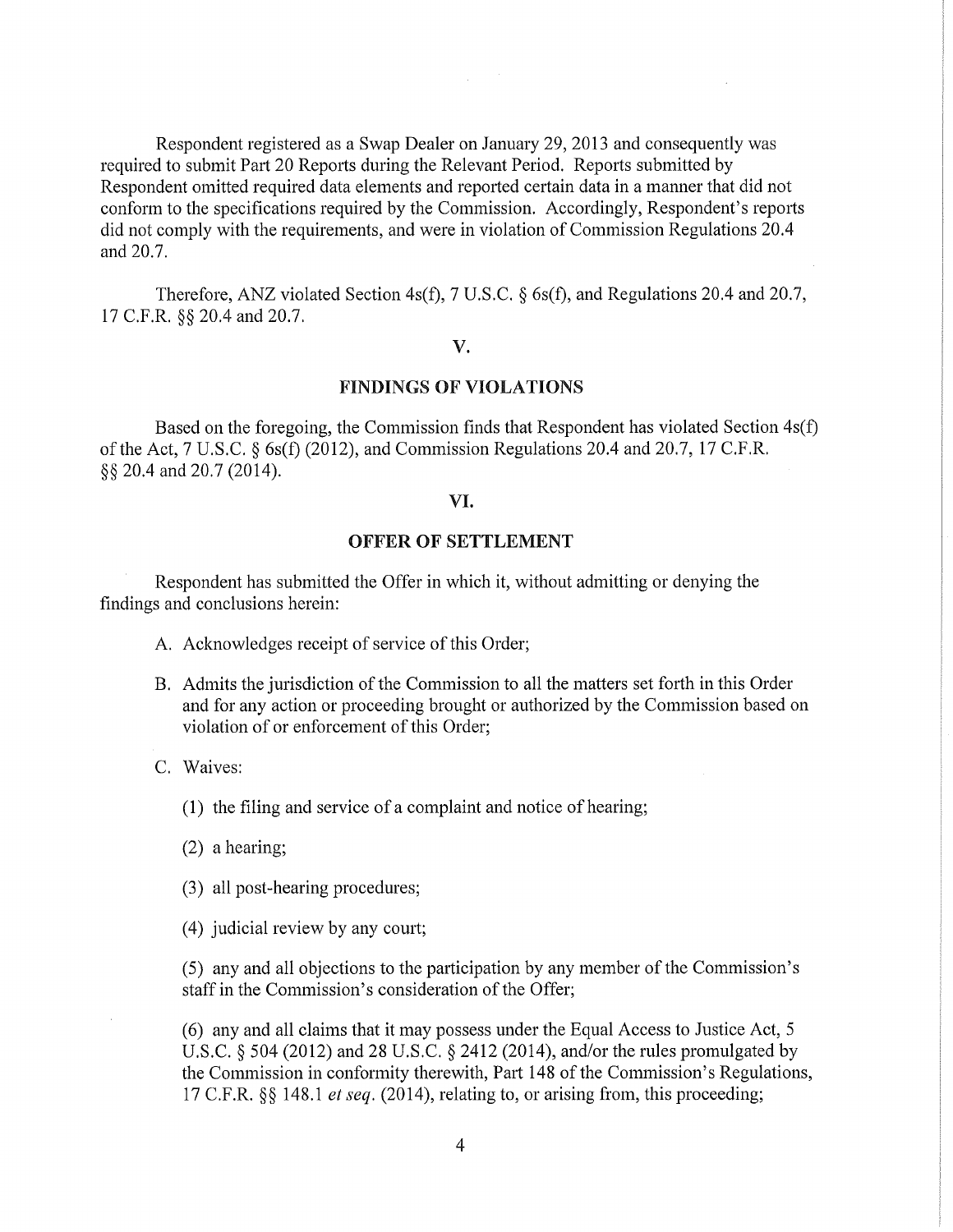Respondent registered as a Swap Dealer on January 29, 2013 and consequently was required to submit Part 20 Reports during the Relevant Period. Reports submitted by Respondent omitted required data elements and reported certain data in a manner that did not conform to the specifications required by the Commission. Accordingly, Respondent's reports did not comply with the requirements, and were in violation of Commission Regulations 20.4 and 20.7.

Therefore, ANZ violated Section 4s(f), 7 U.S.C. § 6s(f), and Regulations 20.4 and 20.7, 17 C.F.R. §§ 20.4 and 20.7.

## V.

## FINDINGS OF VIOLATIONS

Based on the foregoing, the Commission finds that Respondent has violated Section 4s(f) of the Act, 7 U.S.C. § 6s(f) (2012), and Commission Regulations 20.4 and 20.7, 17 C.F.R. §§ 20.4 and 20.7 (2014).

## VI.

## OFFER OF SETTLEMENT

Respondent has submitted the Offer in which it, without admitting or denying the findings and conclusions herein:

A. Acknowledges receipt of service of this Order;

B. Admits the jurisdiction of the Commission to all the matters set forth in this Order and for any action or proceeding brought or authorized by the Commission based on violation of or enforcement of this Order;

C. Waives:

(1) the filing and service of a complaint and notice of hearing;

(2) a hearing;

(3) all post-hearing procedures;

(4) judicial review by any court;

(5) any and all objections to the participation by any member of the Commission's staff in the Commission's consideration of the Offer;

(6) any and all claims that it may possess under the Equal Access to Justice Act, 5 U.S.C. § 504 (2012) and 28 U.S.C. § 2412 (2014), and/or the rules promulgated by the Commission in conformity therewith, Part 148 of the Commission's Regulations, 17 C.F.R. §§ 148.1 *et seq.* (2014), relating to, or arising from, this proceeding;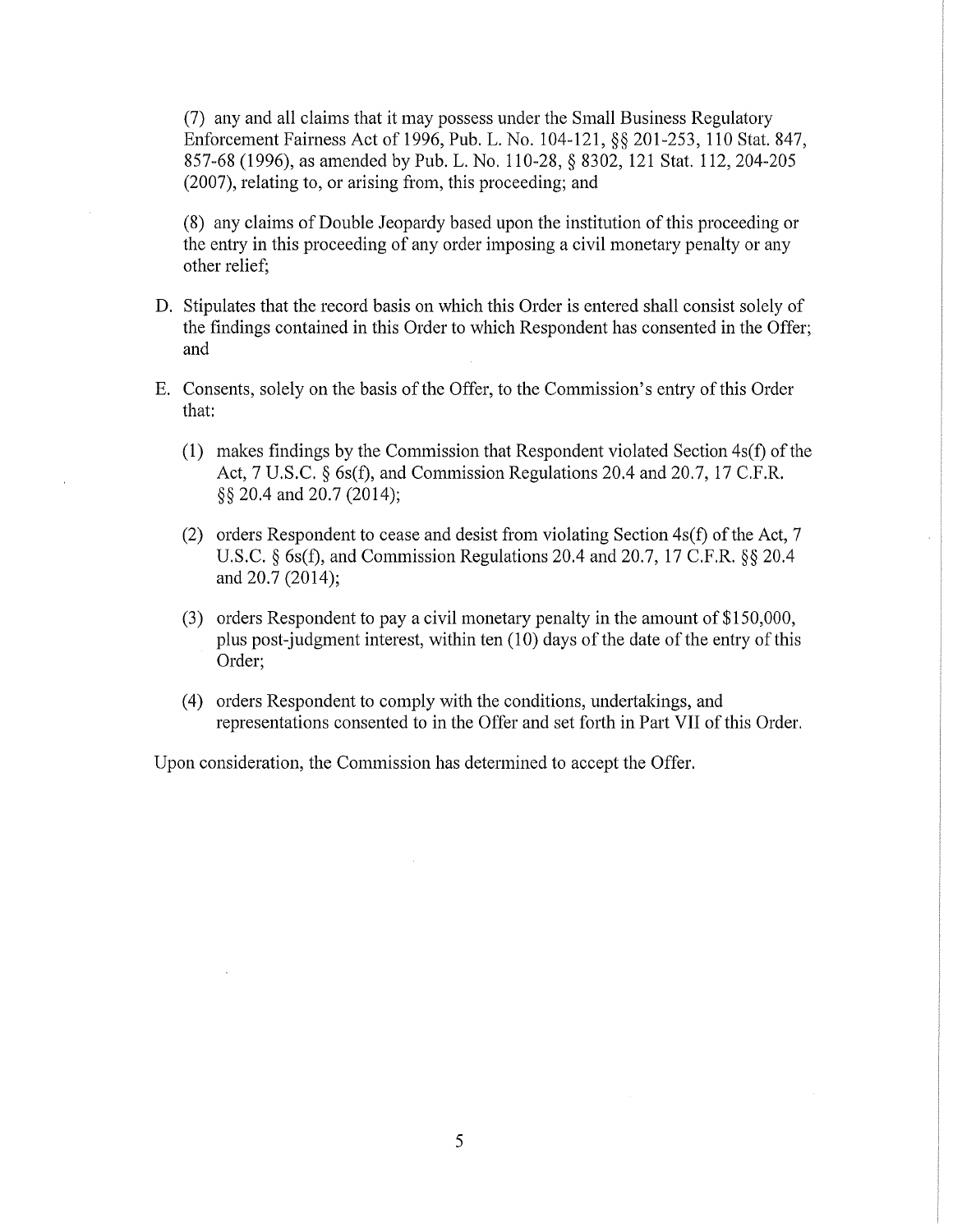(7) any and all claims that it may possess under the Small Business Regulatory Enforcement Fairness Act of 1996, Pub. L. No. 104-121, §§ 201-253, 110 Stat. 847, 857-68 (1996), as amended by Pub. L. No. 110-28, § 8302, 121 Stat. 112, 204-205 (2007), relating to, or arising from, this proceeding; and

(8) any claims of Double Jeopardy based upon the institution of this proceeding or the entry in this proceeding of any order imposing a civil monetary penalty or any other relief;

D. Stipulates that the record basis on which this Order is entered shall consist solely of the findings contained in this Order to which Respondent has consented in the Offer; and

E. Consents, solely on the basis of the Offer, to the Commission's entry of this Order that:

   (1) makes findings by the Commission that Respondent violated Section 4s(f) of the Act, 7 U.S.C. § 6s(f), and Commission Regulations 20.4 and 20.7, 17 C.F.R. §§ 20.4 and 20.7 (2014);

   (2) orders Respondent to cease and desist from violating Section 4s(f) of the Act, 7 U.S.C. § 6s(f), and Commission Regulations 20.4 and 20.7, 17 C.F.R. §§ 20.4 and 20.7 (2014);

   (3) orders Respondent to pay a civil monetary penalty in the amount of $150,000, plus post-judgment interest, within ten (10) days of the date of the entry of this Order;

   (4) orders Respondent to comply with the conditions, undertakings, and representations consented to in the Offer and set forth in Part VII of this Order.

Upon consideration, the Commission has determined to accept the Offer.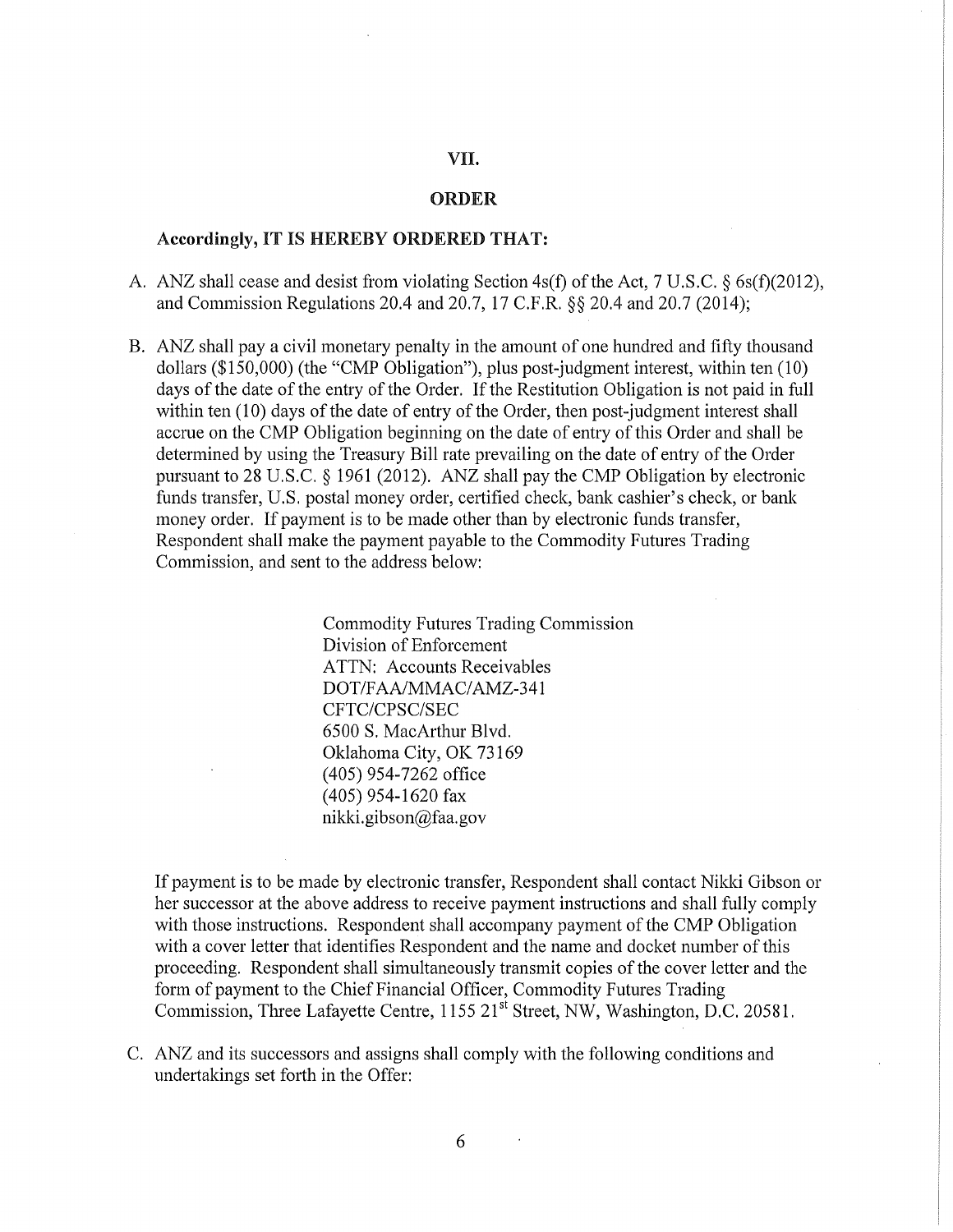## VII.

## ORDER

**Accordingly, IT IS HEREBY ORDERED THAT:**

A. ANZ shall cease and desist from violating Section 4s(f) of the Act, 7 U.S.C. § 6s(f)(2012), and Commission Regulations 20.4 and 20.7, 17 C.F.R. §§ 20.4 and 20.7 (2014);

B. ANZ shall pay a civil monetary penalty in the amount of one hundred and fifty thousand dollars ($150,000) (the "CMP Obligation"), plus post-judgment interest, within ten (10) days of the date of the entry of the Order. If the Restitution Obligation is not paid in full within ten (10) days of the date of entry of the Order, then post-judgment interest shall accrue on the CMP Obligation beginning on the date of entry of this Order and shall be determined by using the Treasury Bill rate prevailing on the date of entry of the Order pursuant to 28 U.S.C. § 1961 (2012). ANZ shall pay the CMP Obligation by electronic funds transfer, U.S. postal money order, certified check, bank cashier's check, or bank money order. If payment is to be made other than by electronic funds transfer, Respondent shall make the payment payable to the Commodity Futures Trading Commission, and sent to the address below:

   Commodity Futures Trading Commission
   Division of Enforcement
   ATTN: Accounts Receivables
   DOT/FAA/MMAC/AMZ-341
   CFTC/CPSC/SEC
   6500 S. MacArthur Blvd.
   Oklahoma City, OK 73169
   (405) 954-7262 office
   (405) 954-1620 fax
   nikki.gibson@faa.gov

   If payment is to be made by electronic transfer, Respondent shall contact Nikki Gibson or her successor at the above address to receive payment instructions and shall fully comply with those instructions. Respondent shall accompany payment of the CMP Obligation with a cover letter that identifies Respondent and the name and docket number of this proceeding. Respondent shall simultaneously transmit copies of the cover letter and the form of payment to the Chief Financial Officer, Commodity Futures Trading Commission, Three Lafayette Centre, 1155 21st Street, NW, Washington, D.C. 20581.

C. ANZ and its successors and assigns shall comply with the following conditions and undertakings set forth in the Offer: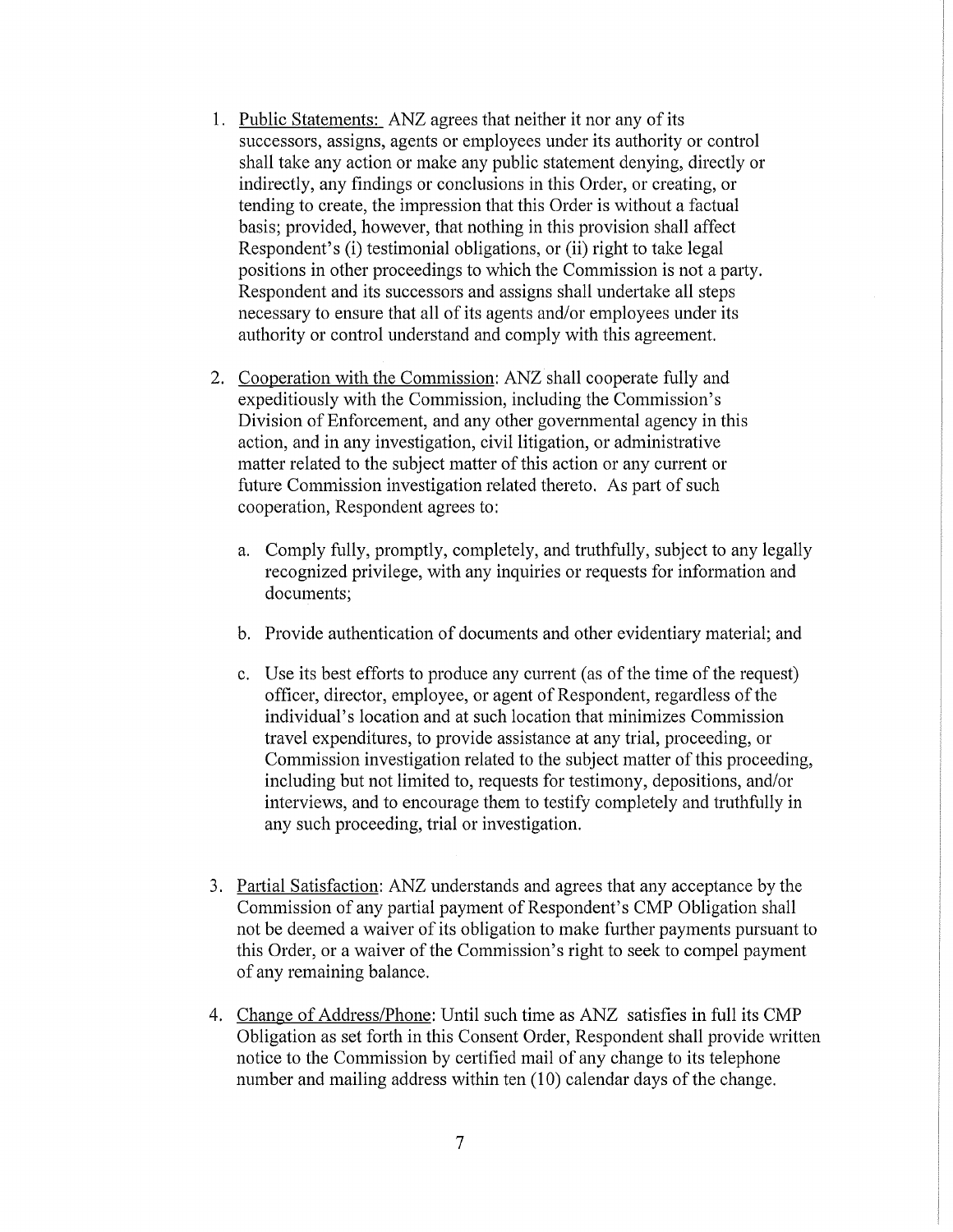1. Public Statements: ANZ agrees that neither it nor any of its successors, assigns, agents or employees under its authority or control shall take any action or make any public statement denying, directly or indirectly, any findings or conclusions in this Order, or creating, or tending to create, the impression that this Order is without a factual basis; provided, however, that nothing in this provision shall affect Respondent's (i) testimonial obligations, or (ii) right to take legal positions in other proceedings to which the Commission is not a party. Respondent and its successors and assigns shall undertake all steps necessary to ensure that all of its agents and/or employees under its authority or control understand and comply with this agreement.

2. Cooperation with the Commission: ANZ shall cooperate fully and expeditiously with the Commission, including the Commission's Division of Enforcement, and any other governmental agency in this action, and in any investigation, civil litigation, or administrative matter related to the subject matter of this action or any current or future Commission investigation related thereto. As part of such cooperation, Respondent agrees to:

   a. Comply fully, promptly, completely, and truthfully, subject to any legally recognized privilege, with any inquiries or requests for information and documents;

   b. Provide authentication of documents and other evidentiary material; and

   c. Use its best efforts to produce any current (as of the time of the request) officer, director, employee, or agent of Respondent, regardless of the individual's location and at such location that minimizes Commission travel expenditures, to provide assistance at any trial, proceeding, or Commission investigation related to the subject matter of this proceeding, including but not limited to, requests for testimony, depositions, and/or interviews, and to encourage them to testify completely and truthfully in any such proceeding, trial or investigation.

3. Partial Satisfaction: ANZ understands and agrees that any acceptance by the Commission of any partial payment of Respondent's CMP Obligation shall not be deemed a waiver of its obligation to make further payments pursuant to this Order, or a waiver of the Commission's right to seek to compel payment of any remaining balance.

4. Change of Address/Phone: Until such time as ANZ satisfies in full its CMP Obligation as set forth in this Consent Order, Respondent shall provide written notice to the Commission by certified mail of any change to its telephone number and mailing address within ten (10) calendar days of the change.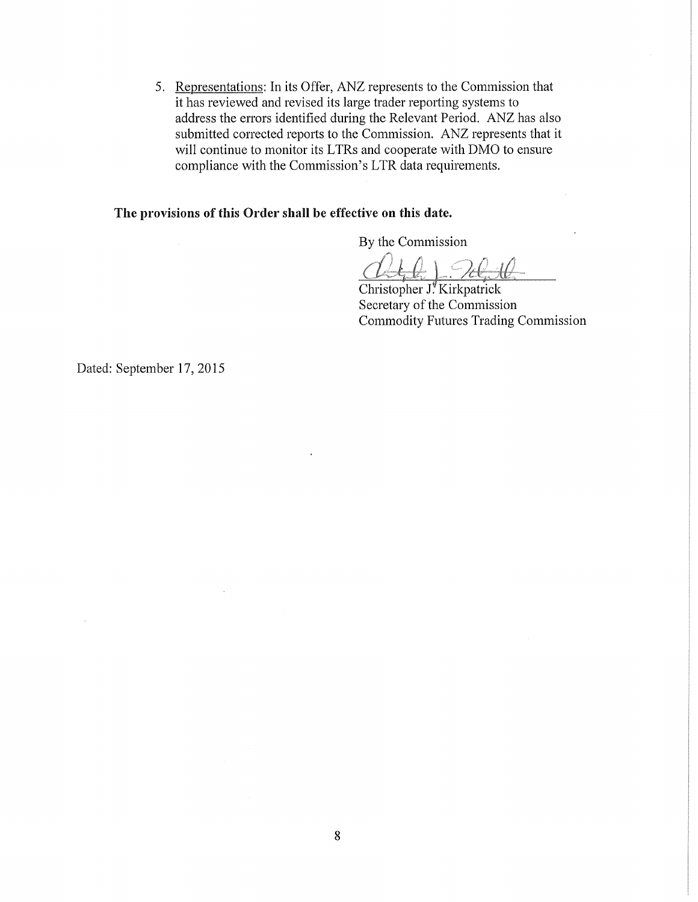5. <u>Representations</u>: In its Offer, ANZ represents to the Commission that it has reviewed and revised its large trader reporting systems to address the errors identified during the Relevant Period. ANZ has also submitted corrected reports to the Commission. ANZ represents that it will continue to monitor its LTRs and cooperate with DMO to ensure compliance with the Commission's LTR data requirements.

**The provisions of this Order shall be effective on this date.**

By the Commission

Christopher J. Kirkpatrick
Secretary of the Commission
Commodity Futures Trading Commission

Dated: September 17, 2015